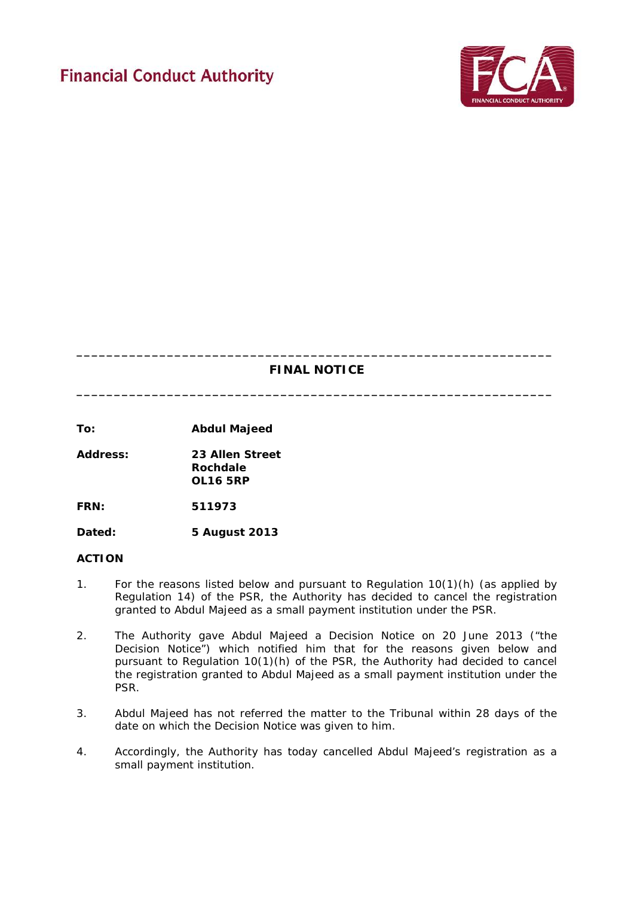Financial Conduct Authority

---

**FINAL NOTICE**

---

| | |
|---|---|
| **To:** | **Abdul Majeed** |
| **Address:** | **23 Allen Street<br>Rochdale<br>OL16 5RP** |
| **FRN:** | **511973** |
| **Dated:** | **5 August 2013** |

**ACTION**

1. For the reasons listed below and pursuant to Regulation 10(1)(h) (as applied by Regulation 14) of the PSR, the Authority has decided to cancel the registration granted to Abdul Majeed as a small payment institution under the PSR.

2. The Authority gave Abdul Majeed a Decision Notice on 20 June 2013 ("the Decision Notice") which notified him that for the reasons given below and pursuant to Regulation 10(1)(h) of the PSR, the Authority had decided to cancel the registration granted to Abdul Majeed as a small payment institution under the PSR.

3. Abdul Majeed has not referred the matter to the Tribunal within 28 days of the date on which the Decision Notice was given to him.

4. Accordingly, the Authority has today cancelled Abdul Majeed's registration as a small payment institution.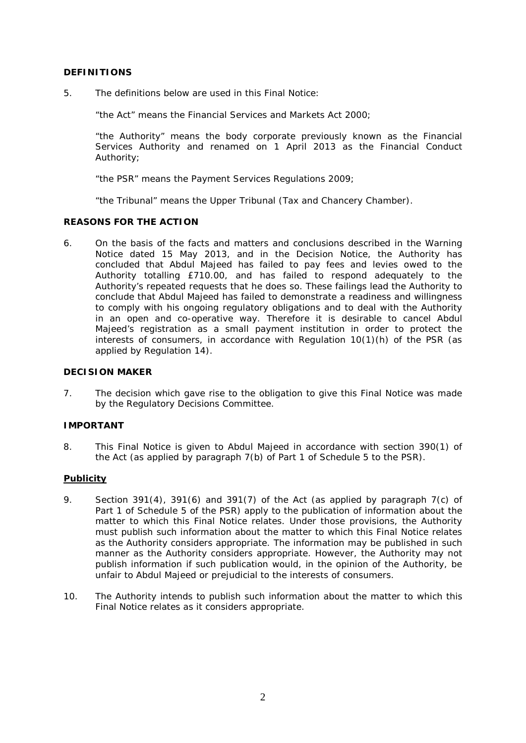## DEFINITIONS

5. The definitions below are used in this Final Notice:

   "the Act" means the Financial Services and Markets Act 2000;

   "the Authority" means the body corporate previously known as the Financial Services Authority and renamed on 1 April 2013 as the Financial Conduct Authority;

   "the PSR" means the Payment Services Regulations 2009;

   "the Tribunal" means the Upper Tribunal (Tax and Chancery Chamber).

## REASONS FOR THE ACTION

6. On the basis of the facts and matters and conclusions described in the Warning Notice dated 15 May 2013, and in the Decision Notice, the Authority has concluded that Abdul Majeed has failed to pay fees and levies owed to the Authority totalling £710.00, and has failed to respond adequately to the Authority's repeated requests that he does so. These failings lead the Authority to conclude that Abdul Majeed has failed to demonstrate a readiness and willingness to comply with his ongoing regulatory obligations and to deal with the Authority in an open and co-operative way. Therefore it is desirable to cancel Abdul Majeed's registration as a small payment institution in order to protect the interests of consumers, in accordance with Regulation 10(1)(h) of the PSR (as applied by Regulation 14).

## DECISION MAKER

7. The decision which gave rise to the obligation to give this Final Notice was made by the Regulatory Decisions Committee.

## IMPORTANT

8. This Final Notice is given to Abdul Majeed in accordance with section 390(1) of the Act (as applied by paragraph 7(b) of Part 1 of Schedule 5 to the PSR).

### Publicity

9. Section 391(4), 391(6) and 391(7) of the Act (as applied by paragraph 7(c) of Part 1 of Schedule 5 of the PSR) apply to the publication of information about the matter to which this Final Notice relates. Under those provisions, the Authority must publish such information about the matter to which this Final Notice relates as the Authority considers appropriate. The information may be published in such manner as the Authority considers appropriate. However, the Authority may not publish information if such publication would, in the opinion of the Authority, be unfair to Abdul Majeed or prejudicial to the interests of consumers.

10. The Authority intends to publish such information about the matter to which this Final Notice relates as it considers appropriate.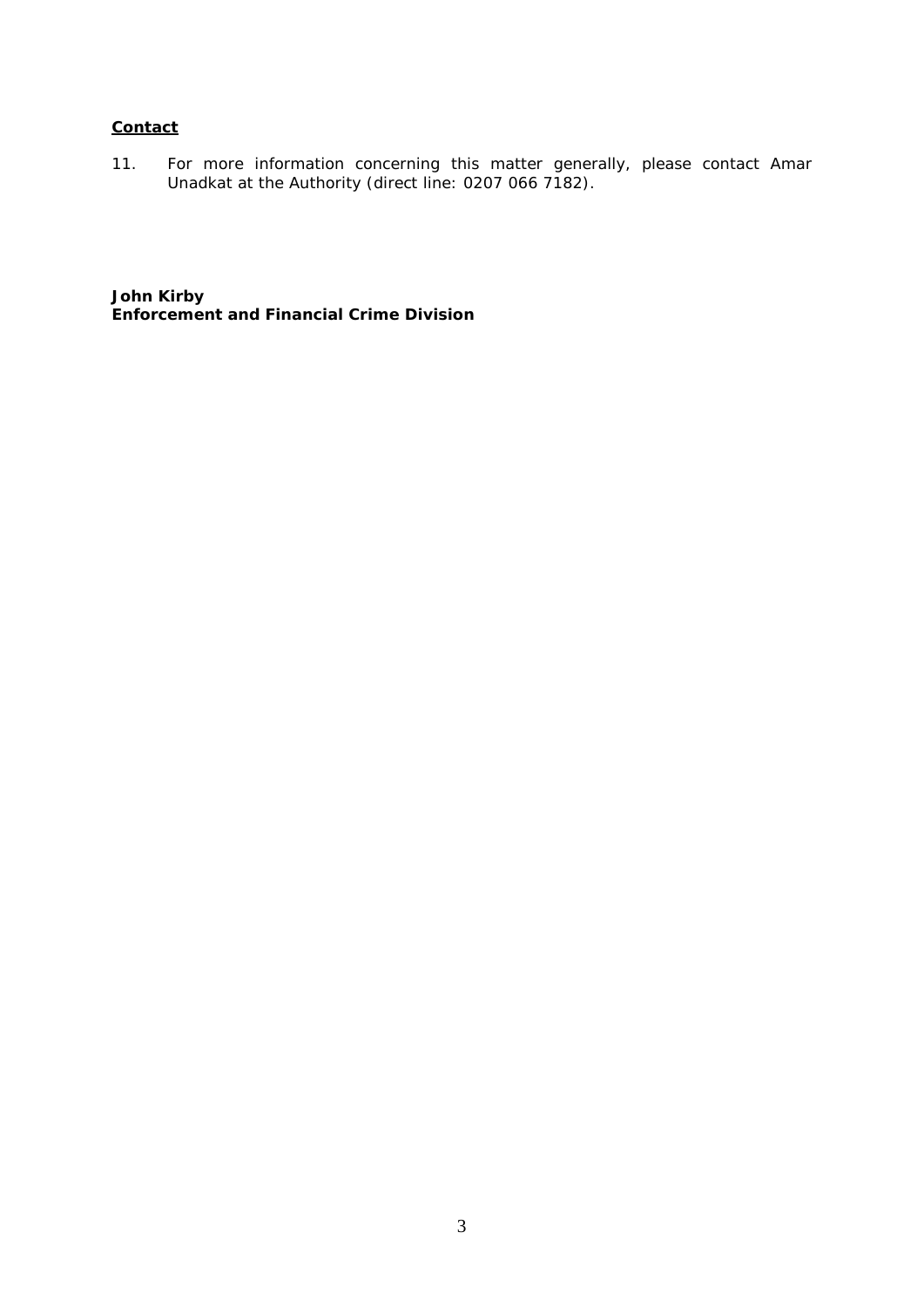**<u>Contact</u>**

11. For more information concerning this matter generally, please contact Amar Unadkat at the Authority (direct line: 0207 066 7182).

**John Kirby**
**Enforcement and Financial Crime Division**